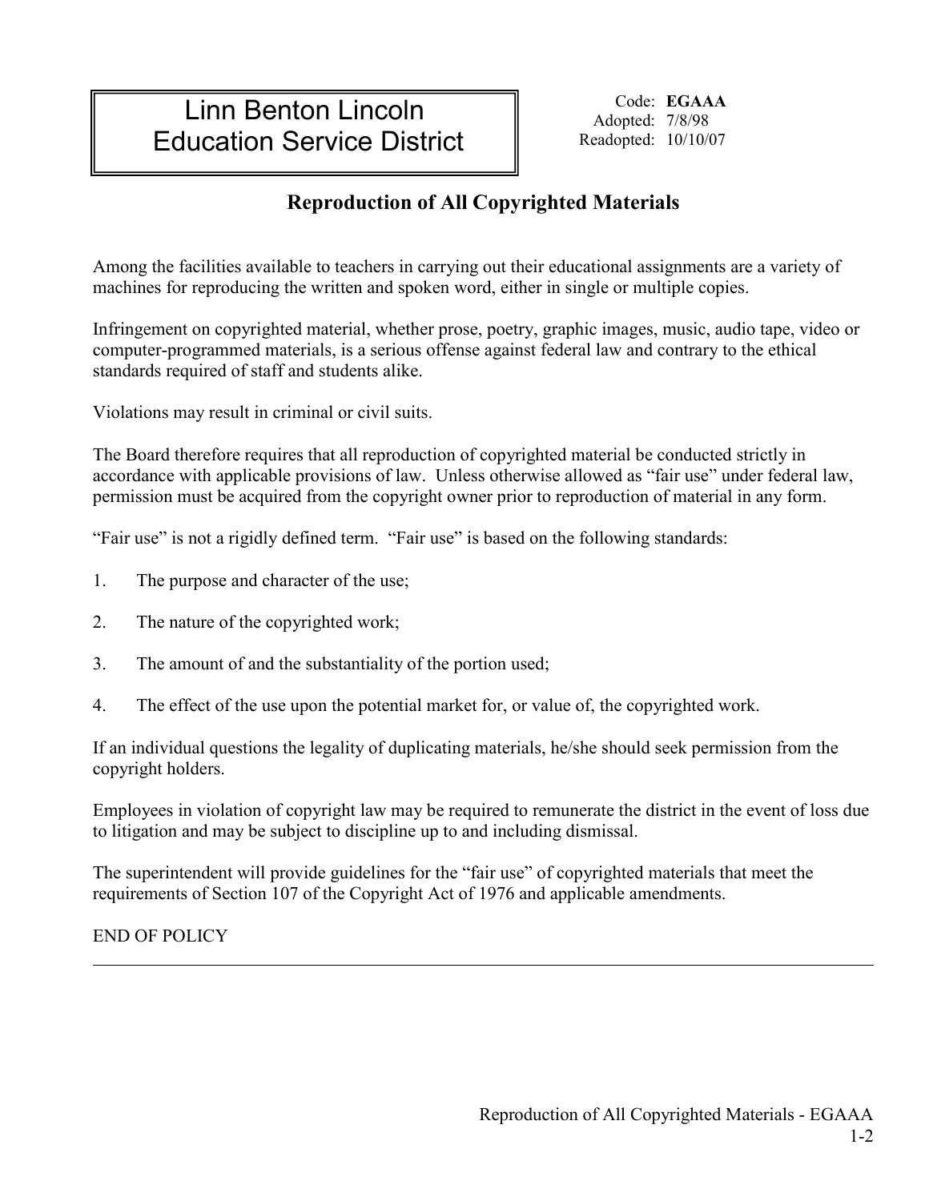# Linn Benton Lincoln Education Service District

Code: **EGAAA**
Adopted: 7/8/98
Readopted: 10/10/07

## Reproduction of All Copyrighted Materials

Among the facilities available to teachers in carrying out their educational assignments are a variety of machines for reproducing the written and spoken word, either in single or multiple copies.

Infringement on copyrighted material, whether prose, poetry, graphic images, music, audio tape, video or computer-programmed materials, is a serious offense against federal law and contrary to the ethical standards required of staff and students alike.

Violations may result in criminal or civil suits.

The Board therefore requires that all reproduction of copyrighted material be conducted strictly in accordance with applicable provisions of law. Unless otherwise allowed as "fair use" under federal law, permission must be acquired from the copyright owner prior to reproduction of material in any form.

"Fair use" is not a rigidly defined term. "Fair use" is based on the following standards:

1. The purpose and character of the use;
2. The nature of the copyrighted work;
3. The amount of and the substantiality of the portion used;
4. The effect of the use upon the potential market for, or value of, the copyrighted work.

If an individual questions the legality of duplicating materials, he/she should seek permission from the copyright holders.

Employees in violation of copyright law may be required to remunerate the district in the event of loss due to litigation and may be subject to discipline up to and including dismissal.

The superintendent will provide guidelines for the "fair use" of copyrighted materials that meet the requirements of Section 107 of the Copyright Act of 1976 and applicable amendments.

END OF POLICY

---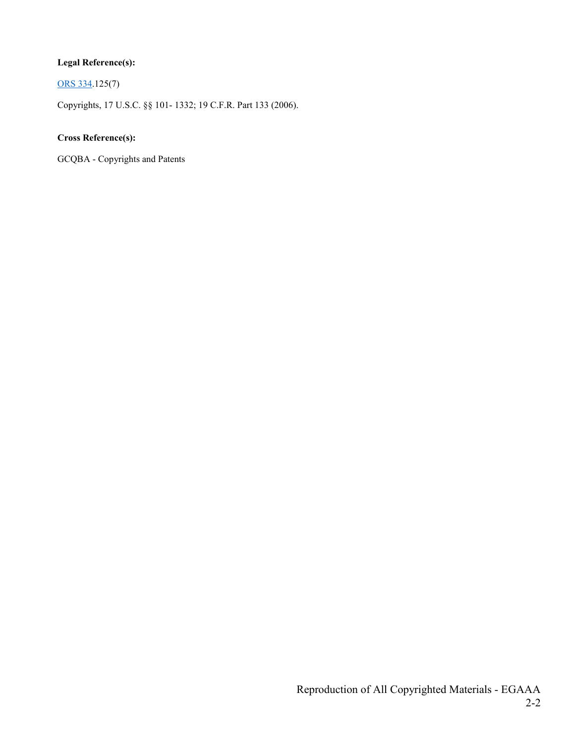**Legal Reference(s):**

ORS 334.125(7)

Copyrights, 17 U.S.C. §§ 101- 1332; 19 C.F.R. Part 133 (2006).

**Cross Reference(s):**

GCQBA - Copyrights and Patents